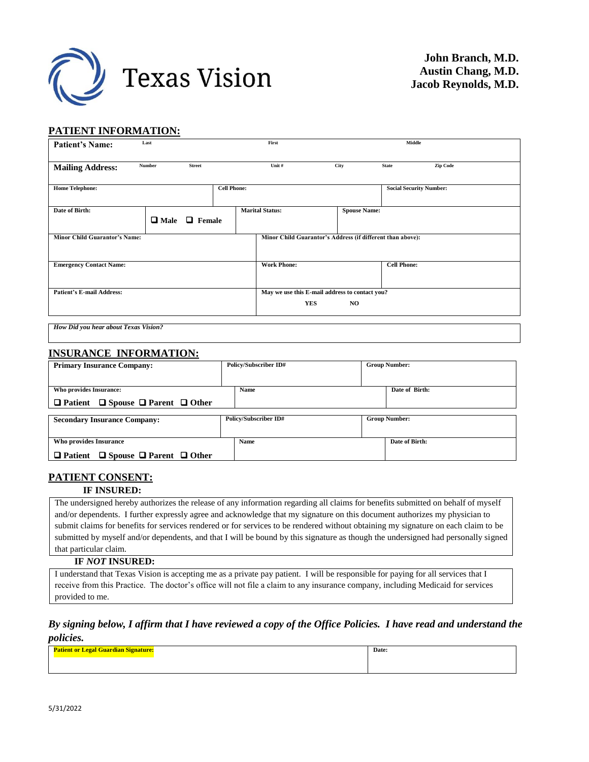# Texas Vision

**John Branch, M.D.**
**Austin Chang, M.D.**
**Jacob Reynolds, M.D.**

## PATIENT INFORMATION:

| **Patient's Name:** Last | First | Middle |
|---|---|---|
| **Mailing Address:** Number Street | Unit # City | State Zip Code |
| **Home Telephone:** | **Cell Phone:** | **Social Security Number:** |
| **Date of Birth:** ❑ Male ❑ Female | **Marital Status:** | **Spouse Name:** |
| **Minor Child Guarantor's Name:** | **Minor Child Guarantor's Address (if different than above):** | |
| **Emergency Contact Name:** | **Work Phone:** | **Cell Phone:** |
| **Patient's E-mail Address:** | **May we use this E-mail address to contact you?** YES NO | |

***How Did you hear about Texas Vision?***

## INSURANCE INFORMATION:

| **Primary Insurance Company:** | **Policy/Subscriber ID#** | **Group Number:** |
|---|---|---|
| **Who provides Insurance:** ❑ Patient ❑ Spouse ❑ Parent ❑ Other | **Name** | **Date of Birth:** |

| **Secondary Insurance Company:** | **Policy/Subscriber ID#** | **Group Number:** |
|---|---|---|
| **Who provides Insurance** ❑ Patient ❑ Spouse ❑ Parent ❑ Other | **Name** | **Date of Birth:** |

## PATIENT CONSENT:

### IF INSURED:

The undersigned hereby authorizes the release of any information regarding all claims for benefits submitted on behalf of myself and/or dependents. I further expressly agree and acknowledge that my signature on this document authorizes my physician to submit claims for benefits for services rendered or for services to be rendered without obtaining my signature on each claim to be submitted by myself and/or dependents, and that I will be bound by this signature as though the undersigned had personally signed that particular claim.

### IF *NOT* INSURED:

I understand that Texas Vision is accepting me as a private pay patient. I will be responsible for paying for all services that I receive from this Practice. The doctor's office will not file a claim to any insurance company, including Medicaid for services provided to me.

***By signing below, I affirm that I have reviewed a copy of the Office Policies. I have read and understand the policies.***

| **Patient or Legal Guardian Signature:** | **Date:** |
|---|---|
| | |

5/31/2022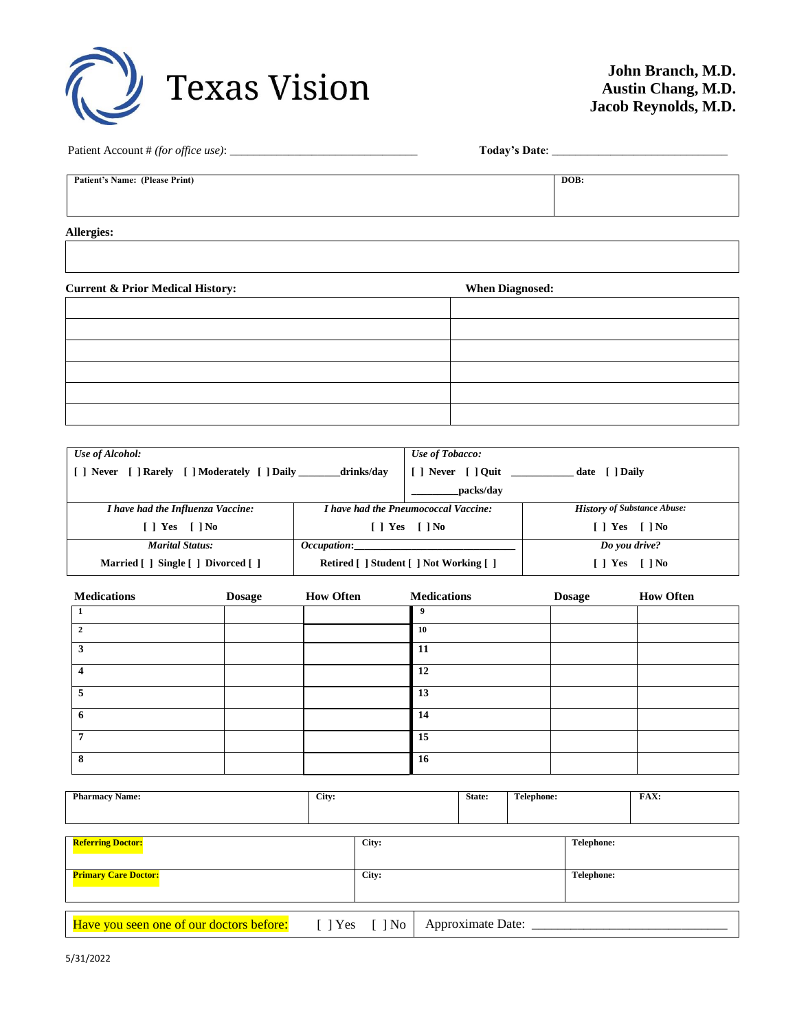# Texas Vision

**John Branch, M.D.**
**Austin Chang, M.D.**
**Jacob Reynolds, M.D.**

Patient Account # *(for office use)*: ______________________________ **Today's Date**: ______________________________

| **Patient's Name: (Please Print)** | **DOB:** |
|---|---|
| | |

**Allergies:**

| |
|---|
| |

| **Current & Prior Medical History:** | **When Diagnosed:** |
|---|---|
| | |
| | |
| | |
| | |
| | |
| | |

| *Use of Alcohol:* | | *Use of Tobacco:* |
|---|---|---|
| [ ] Never [ ] Rarely [ ] Moderately [ ] Daily _______drinks/day | | [ ] Never [ ] Quit __________ date [ ] Daily ________packs/day |
| *I have had the Influenza Vaccine:* | *I have had the Pneumococcal Vaccine:* | *History of Substance Abuse:* |
| [ ] Yes [ ] No | [ ] Yes [ ] No | [ ] Yes [ ] No |
| *Marital Status:* | *Occupation:*______________________ | *Do you drive?* |
| Married [ ] Single [ ] Divorced [ ] | Retired [ ] Student [ ] Not Working [ ] | [ ] Yes [ ] No |

| Medications | Dosage | How Often | Medications | Dosage | How Often |
|---|---|---|---|---|---|
| 1 | | | 9 | | |
| 2 | | | 10 | | |
| 3 | | | 11 | | |
| 4 | | | 12 | | |
| 5 | | | 13 | | |
| 6 | | | 14 | | |
| 7 | | | 15 | | |
| 8 | | | 16 | | |

| **Pharmacy Name:** | **City:** | **State:** | **Telephone:** | **FAX:** |
|---|---|---|---|---|
| | | | | |

| **Referring Doctor:** | **City:** | **Telephone:** |
|---|---|---|
| **Primary Care Doctor:** | **City:** | **Telephone:** |

Have you seen one of our doctors before: [ ] Yes [ ] No | Approximate Date: ______________________________

5/31/2022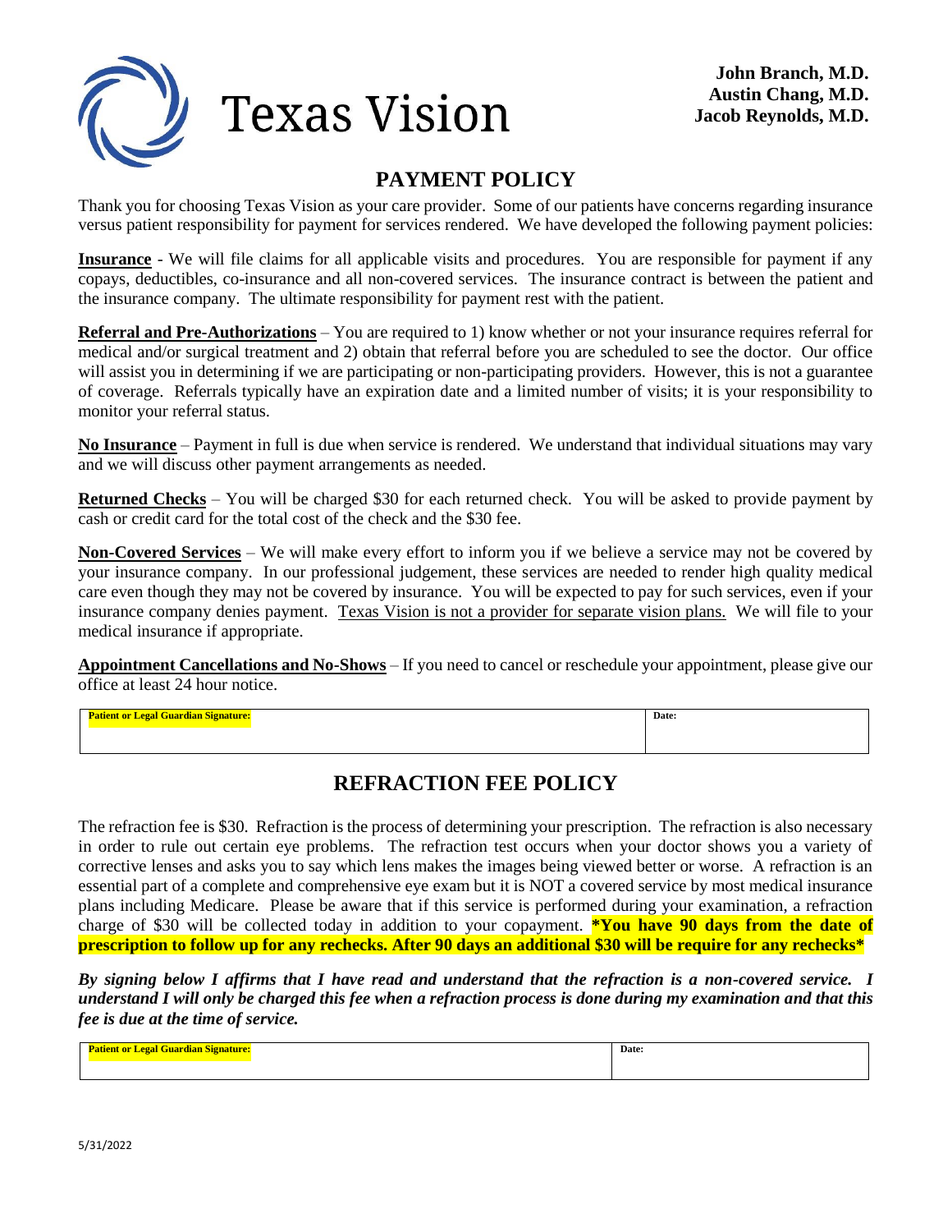# Texas Vision

**John Branch, M.D.**
**Austin Chang, M.D.**
**Jacob Reynolds, M.D.**

## PAYMENT POLICY

Thank you for choosing Texas Vision as your care provider. Some of our patients have concerns regarding insurance versus patient responsibility for payment for services rendered. We have developed the following payment policies:

**Insurance** - We will file claims for all applicable visits and procedures. You are responsible for payment if any copays, deductibles, co-insurance and all non-covered services. The insurance contract is between the patient and the insurance company. The ultimate responsibility for payment rest with the patient.

**Referral and Pre-Authorizations** – You are required to 1) know whether or not your insurance requires referral for medical and/or surgical treatment and 2) obtain that referral before you are scheduled to see the doctor. Our office will assist you in determining if we are participating or non-participating providers. However, this is not a guarantee of coverage. Referrals typically have an expiration date and a limited number of visits; it is your responsibility to monitor your referral status.

**No Insurance** – Payment in full is due when service is rendered. We understand that individual situations may vary and we will discuss other payment arrangements as needed.

**Returned Checks** – You will be charged $30 for each returned check. You will be asked to provide payment by cash or credit card for the total cost of the check and the $30 fee.

**Non-Covered Services** – We will make every effort to inform you if we believe a service may not be covered by your insurance company. In our professional judgement, these services are needed to render high quality medical care even though they may not be covered by insurance. You will be expected to pay for such services, even if your insurance company denies payment. Texas Vision is not a provider for separate vision plans. We will file to your medical insurance if appropriate.

**Appointment Cancellations and No-Shows** – If you need to cancel or reschedule your appointment, please give our office at least 24 hour notice.

| **Patient or Legal Guardian Signature:** | **Date:** |
|---|---|
| | |

## REFRACTION FEE POLICY

The refraction fee is $30. Refraction is the process of determining your prescription. The refraction is also necessary in order to rule out certain eye problems. The refraction test occurs when your doctor shows you a variety of corrective lenses and asks you to say which lens makes the images being viewed better or worse. A refraction is an essential part of a complete and comprehensive eye exam but it is NOT a covered service by most medical insurance plans including Medicare. Please be aware that if this service is performed during your examination, a refraction charge of $30 will be collected today in addition to your copayment. **\*You have 90 days from the date of prescription to follow up for any rechecks. After 90 days an additional $30 will be require for any rechecks\***

***By signing below I affirms that I have read and understand that the refraction is a non-covered service. I understand I will only be charged this fee when a refraction process is done during my examination and that this fee is due at the time of service.***

| **Patient or Legal Guardian Signature:** | **Date:** |
|---|---|
| | |

5/31/2022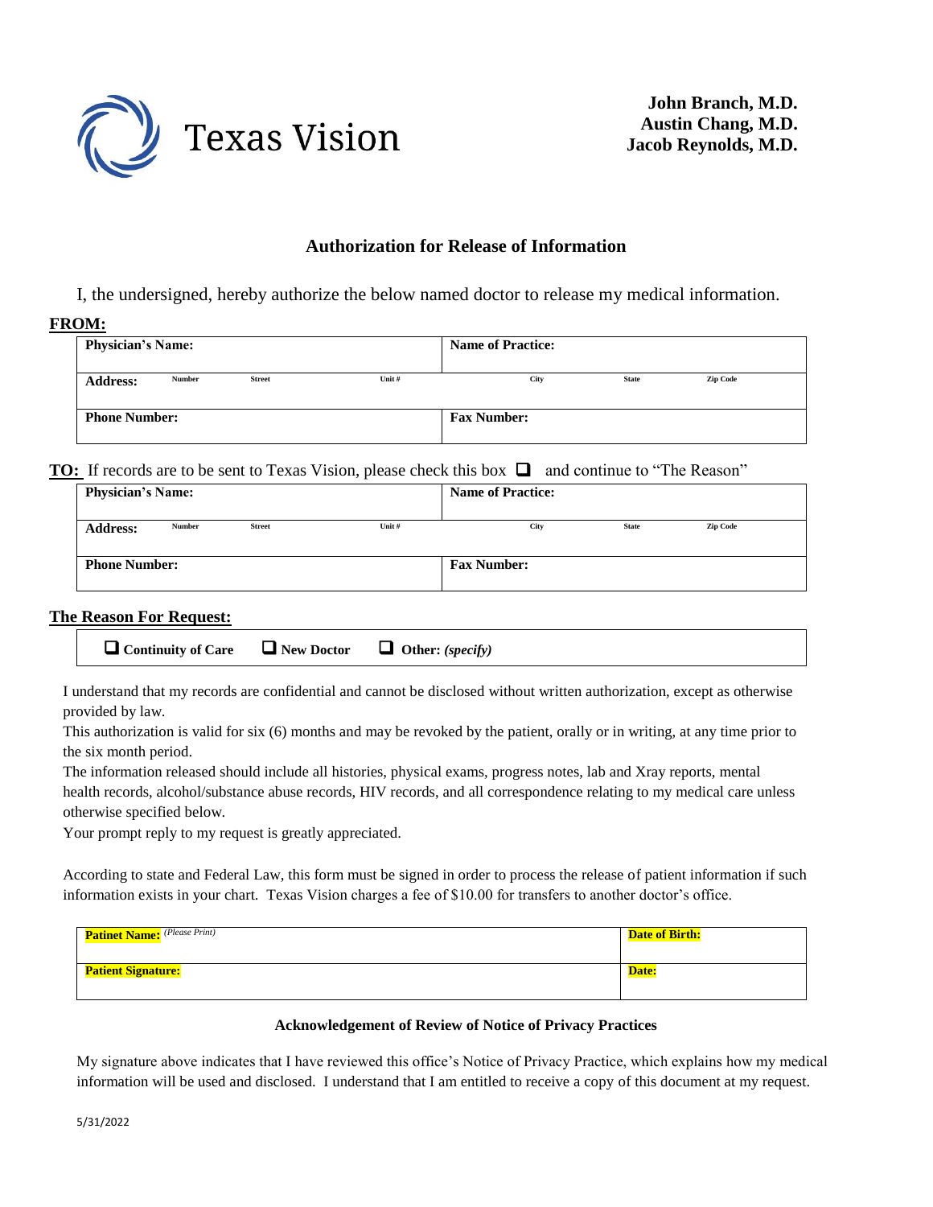Texas Vision

**John Branch, M.D.**
**Austin Chang, M.D.**
**Jacob Reynolds, M.D.**

## Authorization for Release of Information

I, the undersigned, hereby authorize the below named doctor to release my medical information.

**FROM:**

| **Physician's Name:** | **Name of Practice:** |
|---|---|
| **Address:** Number Street Unit # | City State Zip Code |
| **Phone Number:** | **Fax Number:** |

**TO:** If records are to be sent to Texas Vision, please check this box ☐ and continue to "The Reason"

| **Physician's Name:** | **Name of Practice:** |
|---|---|
| **Address:** Number Street Unit # | City State Zip Code |
| **Phone Number:** | **Fax Number:** |

**The Reason For Request:**

☐ **Continuity of Care** ☐ **New Doctor** ☐ **Other:** ***(specify)***

I understand that my records are confidential and cannot be disclosed without written authorization, except as otherwise provided by law.

This authorization is valid for six (6) months and may be revoked by the patient, orally or in writing, at any time prior to the six month period.

The information released should include all histories, physical exams, progress notes, lab and Xray reports, mental health records, alcohol/substance abuse records, HIV records, and all correspondence relating to my medical care unless otherwise specified below.

Your prompt reply to my request is greatly appreciated.

According to state and Federal Law, this form must be signed in order to process the release of patient information if such information exists in your chart. Texas Vision charges a fee of $10.00 for transfers to another doctor's office.

| **Patinet Name:** *(Please Print)* | **Date of Birth:** |
|---|---|
| **Patient Signature:** | **Date:** |

**Acknowledgement of Review of Notice of Privacy Practices**

My signature above indicates that I have reviewed this office's Notice of Privacy Practice, which explains how my medical information will be used and disclosed. I understand that I am entitled to receive a copy of this document at my request.

5/31/2022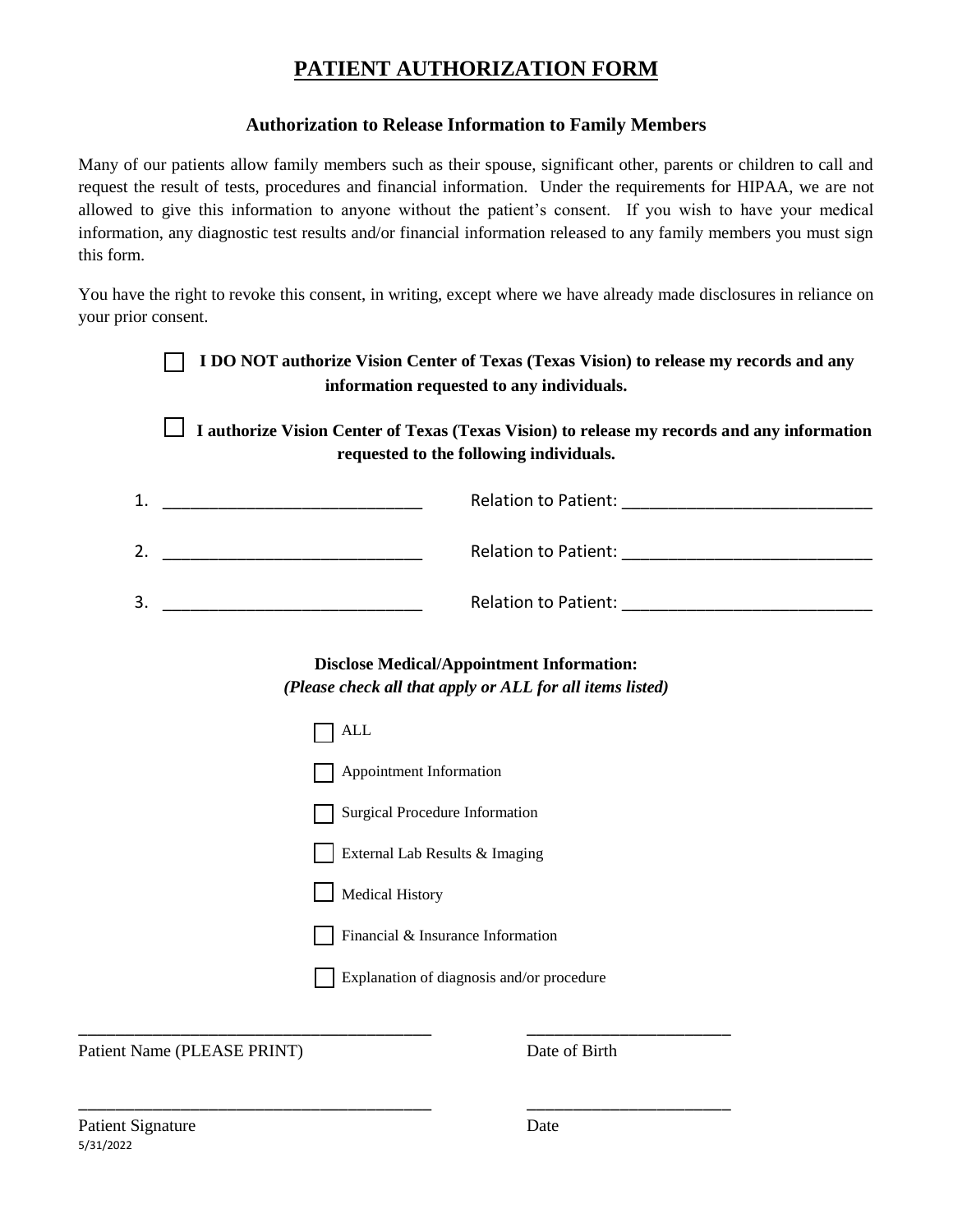# PATIENT AUTHORIZATION FORM

### Authorization to Release Information to Family Members

Many of our patients allow family members such as their spouse, significant other, parents or children to call and request the result of tests, procedures and financial information. Under the requirements for HIPAA, we are not allowed to give this information to anyone without the patient's consent. If you wish to have your medical information, any diagnostic test results and/or financial information released to any family members you must sign this form.

You have the right to revoke this consent, in writing, except where we have already made disclosures in reliance on your prior consent.

☐ **I DO NOT authorize Vision Center of Texas (Texas Vision) to release my records and any information requested to any individuals.**

☐ **I authorize Vision Center of Texas (Texas Vision) to release my records and any information requested to the following individuals.**

1. ____________________________ Relation to Patient: ___________________________

2. ____________________________ Relation to Patient: ___________________________

3. ____________________________ Relation to Patient: ___________________________

**Disclose Medical/Appointment Information:**
***(Please check all that apply or ALL for all items listed)***

☐ ALL

☐ Appointment Information

☐ Surgical Procedure Information

☐ External Lab Results & Imaging

☐ Medical History

☐ Financial & Insurance Information

☐ Explanation of diagnosis and/or procedure

_______________________________________ _______________________

Patient Name (PLEASE PRINT) Date of Birth

_______________________________________ _______________________

Patient Signature Date

5/31/2022